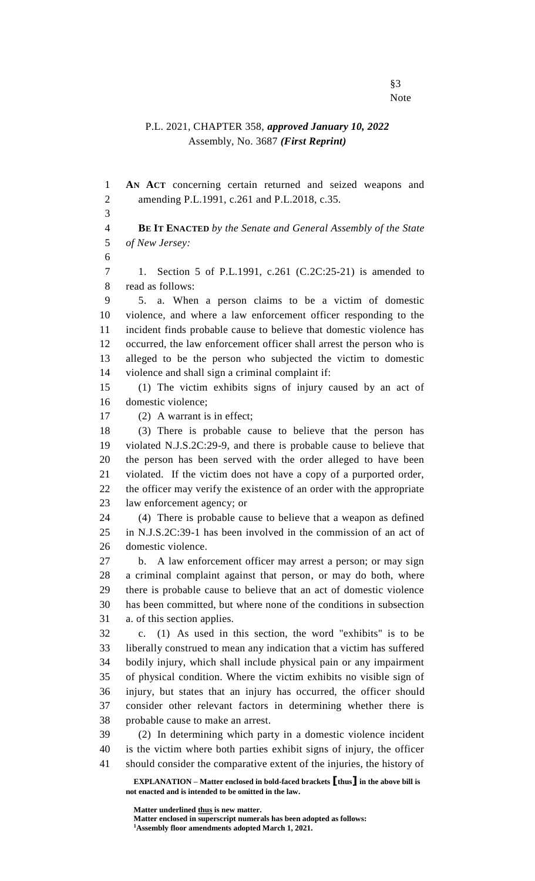§3
Note

P.L. 2021, CHAPTER 358, ***approved January 10, 2022***
Assembly, No. 3687 ***(First Reprint)***

**AN ACT** concerning certain returned and seized weapons and amending P.L.1991, c.261 and P.L.2018, c.35.

**BE IT ENACTED** *by the Senate and General Assembly of the State of New Jersey:*

1. Section 5 of P.L.1991, c.261 (C.2C:25-21) is amended to read as follows:

5. a. When a person claims to be a victim of domestic violence, and where a law enforcement officer responding to the incident finds probable cause to believe that domestic violence has occurred, the law enforcement officer shall arrest the person who is alleged to be the person who subjected the victim to domestic violence and shall sign a criminal complaint if:

(1) The victim exhibits signs of injury caused by an act of domestic violence;

(2) A warrant is in effect;

(3) There is probable cause to believe that the person has violated N.J.S.2C:29-9, and there is probable cause to believe that the person has been served with the order alleged to have been violated. If the victim does not have a copy of a purported order, the officer may verify the existence of an order with the appropriate law enforcement agency; or

(4) There is probable cause to believe that a weapon as defined in N.J.S.2C:39-1 has been involved in the commission of an act of domestic violence.

b. A law enforcement officer may arrest a person; or may sign a criminal complaint against that person, or may do both, where there is probable cause to believe that an act of domestic violence has been committed, but where none of the conditions in subsection a. of this section applies.

c. (1) As used in this section, the word "exhibits" is to be liberally construed to mean any indication that a victim has suffered bodily injury, which shall include physical pain or any impairment of physical condition. Where the victim exhibits no visible sign of injury, but states that an injury has occurred, the officer should consider other relevant factors in determining whether there is probable cause to make an arrest.

(2) In determining which party in a domestic violence incident is the victim where both parties exhibit signs of injury, the officer should consider the comparative extent of the injuries, the history of

**EXPLANATION – Matter enclosed in bold-faced brackets [thus] in the above bill is not enacted and is intended to be omitted in the law.**

**Matter underlined thus is new matter.**
**Matter enclosed in superscript numerals has been adopted as follows:**
**[1]Assembly floor amendments adopted March 1, 2021.**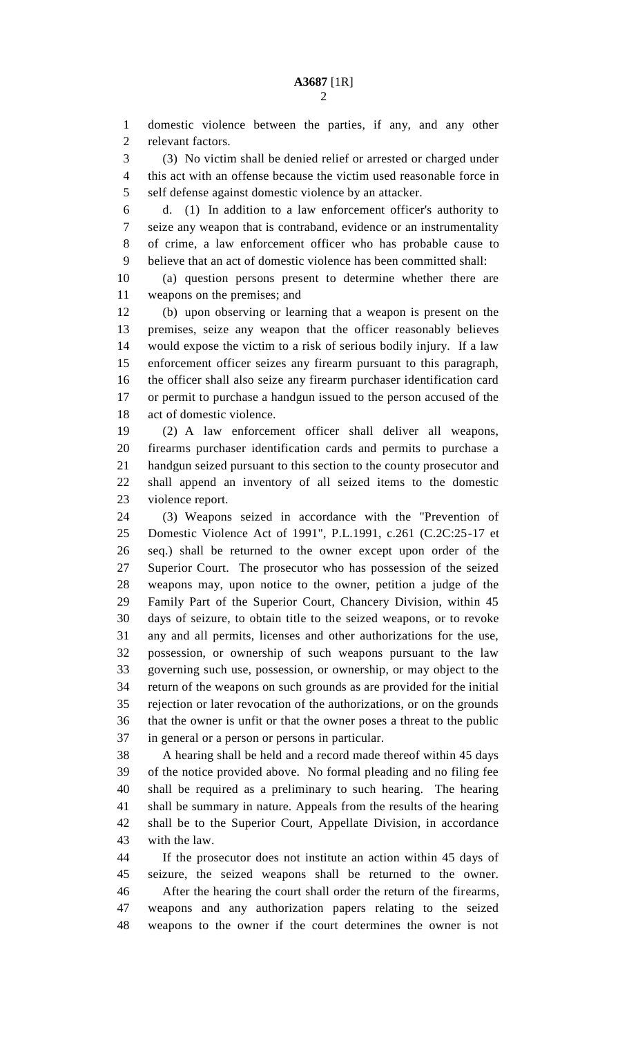domestic violence between the parties, if any, and any other relevant factors.

(3) No victim shall be denied relief or arrested or charged under this act with an offense because the victim used reasonable force in self defense against domestic violence by an attacker.

d. (1) In addition to a law enforcement officer's authority to seize any weapon that is contraband, evidence or an instrumentality of crime, a law enforcement officer who has probable cause to believe that an act of domestic violence has been committed shall:

(a) question persons present to determine whether there are weapons on the premises; and

(b) upon observing or learning that a weapon is present on the premises, seize any weapon that the officer reasonably believes would expose the victim to a risk of serious bodily injury. If a law enforcement officer seizes any firearm pursuant to this paragraph, the officer shall also seize any firearm purchaser identification card or permit to purchase a handgun issued to the person accused of the act of domestic violence.

(2) A law enforcement officer shall deliver all weapons, firearms purchaser identification cards and permits to purchase a handgun seized pursuant to this section to the county prosecutor and shall append an inventory of all seized items to the domestic violence report.

(3) Weapons seized in accordance with the "Prevention of Domestic Violence Act of 1991", P.L.1991, c.261 (C.2C:25-17 et seq.) shall be returned to the owner except upon order of the Superior Court. The prosecutor who has possession of the seized weapons may, upon notice to the owner, petition a judge of the Family Part of the Superior Court, Chancery Division, within 45 days of seizure, to obtain title to the seized weapons, or to revoke any and all permits, licenses and other authorizations for the use, possession, or ownership of such weapons pursuant to the law governing such use, possession, or ownership, or may object to the return of the weapons on such grounds as are provided for the initial rejection or later revocation of the authorizations, or on the grounds that the owner is unfit or that the owner poses a threat to the public in general or a person or persons in particular.

A hearing shall be held and a record made thereof within 45 days of the notice provided above. No formal pleading and no filing fee shall be required as a preliminary to such hearing. The hearing shall be summary in nature. Appeals from the results of the hearing shall be to the Superior Court, Appellate Division, in accordance with the law.

If the prosecutor does not institute an action within 45 days of seizure, the seized weapons shall be returned to the owner.

After the hearing the court shall order the return of the firearms, weapons and any authorization papers relating to the seized weapons to the owner if the court determines the owner is not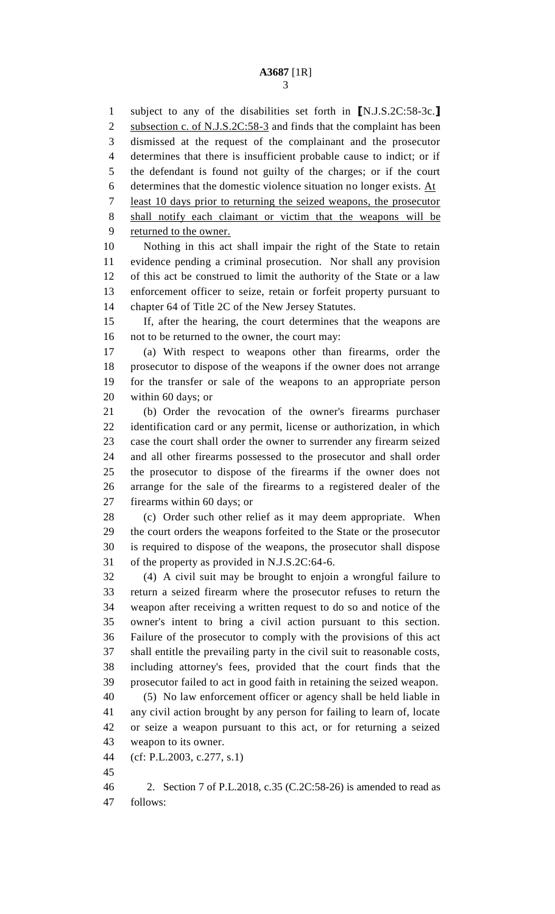subject to any of the disabilities set forth in [N.J.S.2C:58-3c.] subsection c. of N.J.S.2C:58-3 and finds that the complaint has been dismissed at the request of the complainant and the prosecutor determines that there is insufficient probable cause to indict; or if the defendant is found not guilty of the charges; or if the court determines that the domestic violence situation no longer exists. At least 10 days prior to returning the seized weapons, the prosecutor shall notify each claimant or victim that the weapons will be returned to the owner.

Nothing in this act shall impair the right of the State to retain evidence pending a criminal prosecution. Nor shall any provision of this act be construed to limit the authority of the State or a law enforcement officer to seize, retain or forfeit property pursuant to chapter 64 of Title 2C of the New Jersey Statutes.

If, after the hearing, the court determines that the weapons are not to be returned to the owner, the court may:

(a) With respect to weapons other than firearms, order the prosecutor to dispose of the weapons if the owner does not arrange for the transfer or sale of the weapons to an appropriate person within 60 days; or

(b) Order the revocation of the owner's firearms purchaser identification card or any permit, license or authorization, in which case the court shall order the owner to surrender any firearm seized and all other firearms possessed to the prosecutor and shall order the prosecutor to dispose of the firearms if the owner does not arrange for the sale of the firearms to a registered dealer of the firearms within 60 days; or

(c) Order such other relief as it may deem appropriate. When the court orders the weapons forfeited to the State or the prosecutor is required to dispose of the weapons, the prosecutor shall dispose of the property as provided in N.J.S.2C:64-6.

(4) A civil suit may be brought to enjoin a wrongful failure to return a seized firearm where the prosecutor refuses to return the weapon after receiving a written request to do so and notice of the owner's intent to bring a civil action pursuant to this section. Failure of the prosecutor to comply with the provisions of this act shall entitle the prevailing party in the civil suit to reasonable costs, including attorney's fees, provided that the court finds that the prosecutor failed to act in good faith in retaining the seized weapon.

(5) No law enforcement officer or agency shall be held liable in any civil action brought by any person for failing to learn of, locate or seize a weapon pursuant to this act, or for returning a seized weapon to its owner.

(cf: P.L.2003, c.277, s.1)

2. Section 7 of P.L.2018, c.35 (C.2C:58-26) is amended to read as follows: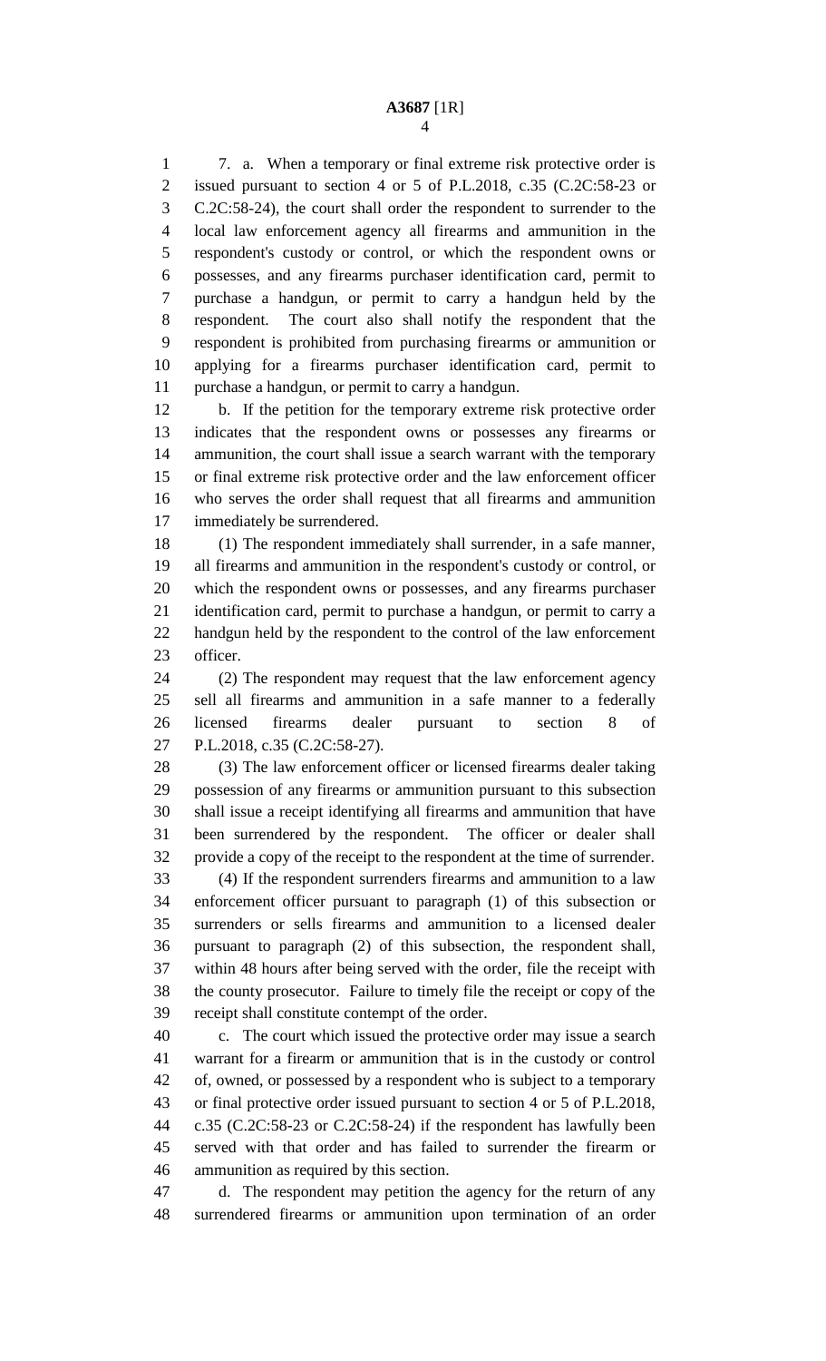7. a. When a temporary or final extreme risk protective order is issued pursuant to section 4 or 5 of P.L.2018, c.35 (C.2C:58-23 or C.2C:58-24), the court shall order the respondent to surrender to the local law enforcement agency all firearms and ammunition in the respondent's custody or control, or which the respondent owns or possesses, and any firearms purchaser identification card, permit to purchase a handgun, or permit to carry a handgun held by the respondent. The court also shall notify the respondent that the respondent is prohibited from purchasing firearms or ammunition or applying for a firearms purchaser identification card, permit to purchase a handgun, or permit to carry a handgun.

b. If the petition for the temporary extreme risk protective order indicates that the respondent owns or possesses any firearms or ammunition, the court shall issue a search warrant with the temporary or final extreme risk protective order and the law enforcement officer who serves the order shall request that all firearms and ammunition immediately be surrendered.

(1) The respondent immediately shall surrender, in a safe manner, all firearms and ammunition in the respondent's custody or control, or which the respondent owns or possesses, and any firearms purchaser identification card, permit to purchase a handgun, or permit to carry a handgun held by the respondent to the control of the law enforcement officer.

(2) The respondent may request that the law enforcement agency sell all firearms and ammunition in a safe manner to a federally licensed firearms dealer pursuant to section 8 of P.L.2018, c.35 (C.2C:58-27).

(3) The law enforcement officer or licensed firearms dealer taking possession of any firearms or ammunition pursuant to this subsection shall issue a receipt identifying all firearms and ammunition that have been surrendered by the respondent. The officer or dealer shall provide a copy of the receipt to the respondent at the time of surrender.

(4) If the respondent surrenders firearms and ammunition to a law enforcement officer pursuant to paragraph (1) of this subsection or surrenders or sells firearms and ammunition to a licensed dealer pursuant to paragraph (2) of this subsection, the respondent shall, within 48 hours after being served with the order, file the receipt with the county prosecutor. Failure to timely file the receipt or copy of the receipt shall constitute contempt of the order.

c. The court which issued the protective order may issue a search warrant for a firearm or ammunition that is in the custody or control of, owned, or possessed by a respondent who is subject to a temporary or final protective order issued pursuant to section 4 or 5 of P.L.2018, c.35 (C.2C:58-23 or C.2C:58-24) if the respondent has lawfully been served with that order and has failed to surrender the firearm or ammunition as required by this section.

d. The respondent may petition the agency for the return of any surrendered firearms or ammunition upon termination of an order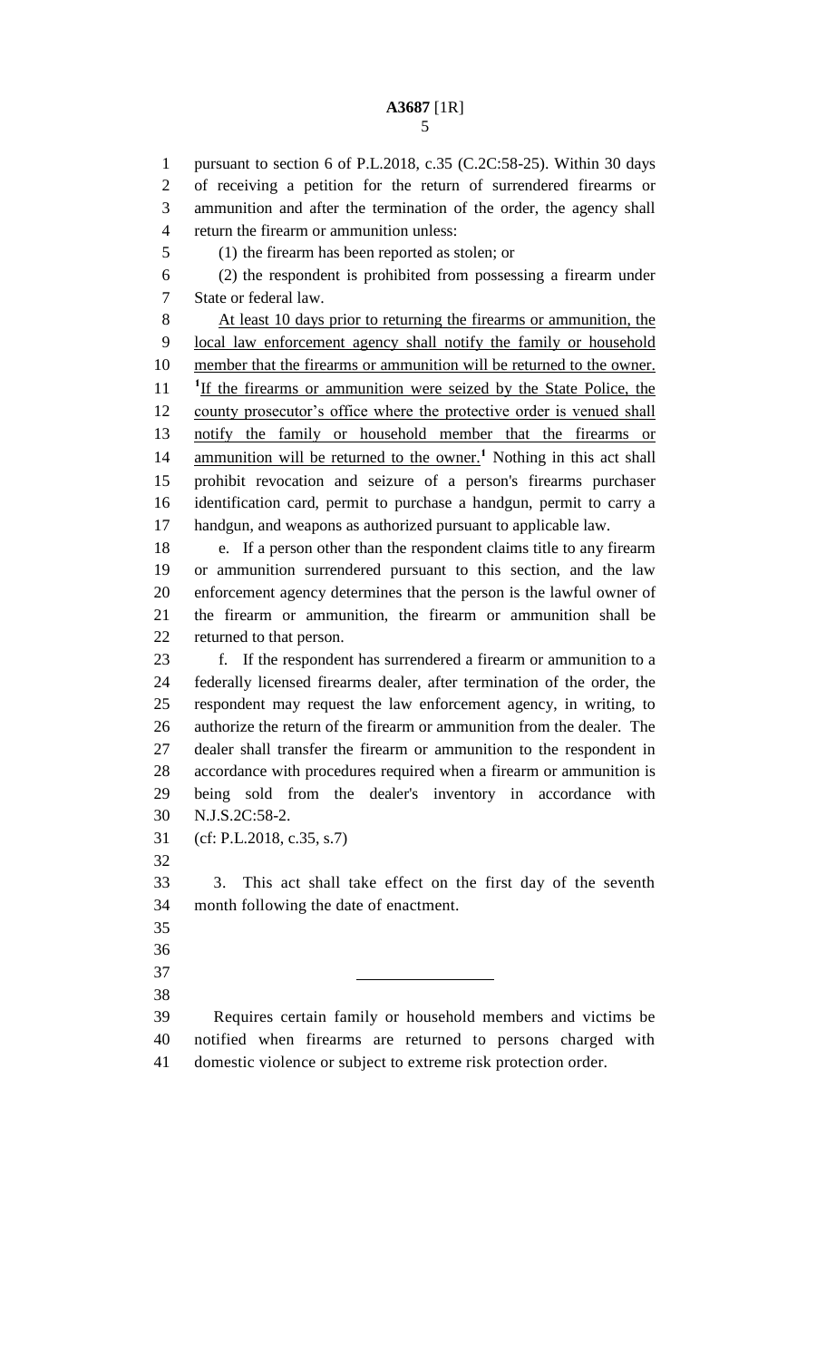pursuant to section 6 of P.L.2018, c.35 (C.2C:58-25). Within 30 days of receiving a petition for the return of surrendered firearms or ammunition and after the termination of the order, the agency shall return the firearm or ammunition unless:

(1) the firearm has been reported as stolen; or

(2) the respondent is prohibited from possessing a firearm under State or federal law.

At least 10 days prior to returning the firearms or ammunition, the local law enforcement agency shall notify the family or household member that the firearms or ammunition will be returned to the owner. [1]If the firearms or ammunition were seized by the State Police, the county prosecutor's office where the protective order is venued shall notify the family or household member that the firearms or ammunition will be returned to the owner.[1] Nothing in this act shall prohibit revocation and seizure of a person's firearms purchaser identification card, permit to purchase a handgun, permit to carry a handgun, and weapons as authorized pursuant to applicable law.

e. If a person other than the respondent claims title to any firearm or ammunition surrendered pursuant to this section, and the law enforcement agency determines that the person is the lawful owner of the firearm or ammunition, the firearm or ammunition shall be returned to that person.

f. If the respondent has surrendered a firearm or ammunition to a federally licensed firearms dealer, after termination of the order, the respondent may request the law enforcement agency, in writing, to authorize the return of the firearm or ammunition from the dealer. The dealer shall transfer the firearm or ammunition to the respondent in accordance with procedures required when a firearm or ammunition is being sold from the dealer's inventory in accordance with N.J.S.2C:58-2.

(cf: P.L.2018, c.35, s.7)

3. This act shall take effect on the first day of the seventh month following the date of enactment.

---

Requires certain family or household members and victims be notified when firearms are returned to persons charged with domestic violence or subject to extreme risk protection order.